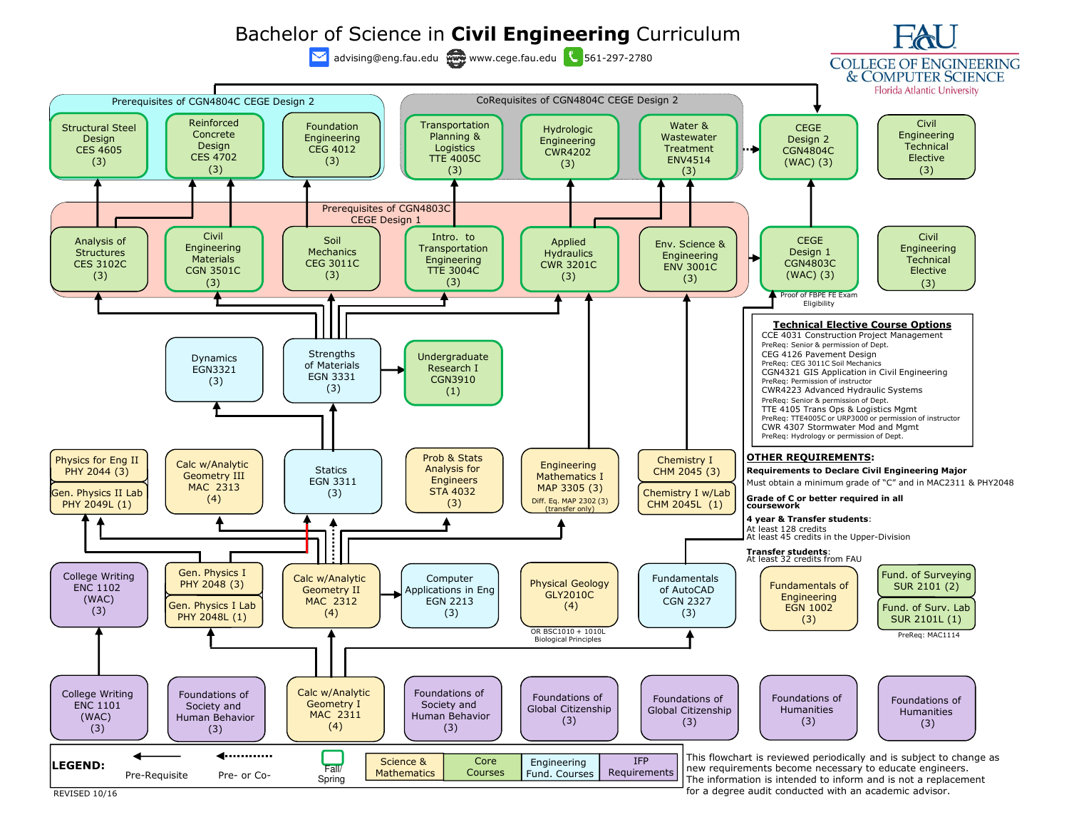# Bachelor of Science in **Civil Engineering** Curriculum

advising@eng.fau.edu | www.cege.fau.edu | 561-297-2780

FAU COLLEGE OF ENGINEERING & COMPUTER SCIENCE — Florida Atlantic University

## Prerequisites of CGN4804C CEGE Design 2

- Structural Steel Design CES 4605 (3)
- Reinforced Concrete Design CES 4702 (3)
- Foundation Engineering CEG 4012 (3)

## CoRequisites of CGN4804C CEGE Design 2

- Transportation Planning & Logistics TTE 4005C (3)
- Hydrologic Engineering CWR4202 (3)
- Water & Wastewater Treatment ENV4514 (3)

CEGE Design 2 CGN4804C (WAC) (3)

Civil Engineering Technical Elective (3)

## Prerequisites of CGN4803C CEGE Design 1

- Analysis of Structures CES 3102C (3)
- Civil Engineering Materials CGN 3501C (3)
- Soil Mechanics CEG 3011C (3)
- Intro. to Transportation Engineering TTE 3004C (3)
- Applied Hydraulics CWR 3201C (3)
- Env. Science & Engineering ENV 3001C (3)

CEGE Design 1 CGN4803C (WAC) (3)

Proof of FBPE FE Exam Eligibility

Civil Engineering Technical Elective (3)

## Courses

- Dynamics EGN3321 (3)
- Strengths of Materials EGN 3331 (3)
- Undergraduate Research I CGN3910 (1)
- Physics for Eng II PHY 2044 (3)
- Gen. Physics II Lab PHY 2049L (1)
- Calc w/Analytic Geometry III MAC 2313 (4)
- Statics EGN 3311 (3)
- Prob & Stats Analysis for Engineers STA 4032 (3)
- Engineering Mathematics I MAP 3305 (3) — Diff. Eq. MAP 2302 (3) (transfer only)
- Chemistry I CHM 2045 (3)
- Chemistry I w/Lab CHM 2045L (1)
- College Writing ENC 1102 (WAC) (3)
- Gen. Physics I PHY 2048 (3)
- Gen. Physics I Lab PHY 2048L (1)
- Calc w/Analytic Geometry II MAC 2312 (4)
- Computer Applications in Eng EGN 2213 (3)
- Physical Geology GLY2010C (4) — OR BSC1010 + 1010L Biological Principles
- Fundamentals of AutoCAD CGN 2327 (3)
- Fundamentals of Engineering EGN 1002 (3)
- Fund. of Surveying SUR 2101 (2)
- Fund. of Surv. Lab SUR 2101L (1) — PreReq: MAC1114
- College Writing ENC 1101 (WAC) (3)
- Foundations of Society and Human Behavior (3)
- Calc w/Analytic Geometry I MAC 2311 (4)
- Foundations of Society and Human Behavior (3)
- Foundations of Global Citizenship (3)
- Foundations of Global Citizenship (3)
- Foundations of Humanities (3)
- Foundations of Humanities (3)

## Technical Elective Course Options

- CCE 4031 Construction Project Management
  PreReq: Senior & permission of Dept.
- CEG 4126 Pavement Design
  PreReq: CEG 3011C Soil Mechanics
- CGN4321 GIS Application in Civil Engineering
  PreReq: Permission of instructor
- CWR4223 Advanced Hydraulic Systems
  PreReq: Senior & permission of Dept.
- TTE 4105 Trans Ops & Logistics Mgmt
  PreReq: TTE4005C or URP3000 or permission of instructor
- CWR 4307 Stormwater Mod and Mgmt
  PreReq: Hydrology or permission of Dept.

## OTHER REQUIREMENTS:

**Requirements to Declare Civil Engineering Major**
Must obtain a minimum grade of "C" and in MAC2311 & PHY2048

**Grade of C or better required in all coursework**

**4 year & Transfer students**:
At least 128 credits
At least 45 credits in the Upper-Division

**Transfer students**:
At least 32 credits from FAU

## LEGEND:

- Pre-Requisite (solid arrow)
- Pre- or Co- (dotted arrow)
- Fall/ Spring (green outline)
- Science & Mathematics
- Core Courses
- Engineering Fund. Courses
- IFP Requirements

REVISED 10/16

This flowchart is reviewed periodically and is subject to change as new requirements become necessary to educate engineers. The information is intended to inform and is not a replacement for a degree audit conducted with an academic advisor.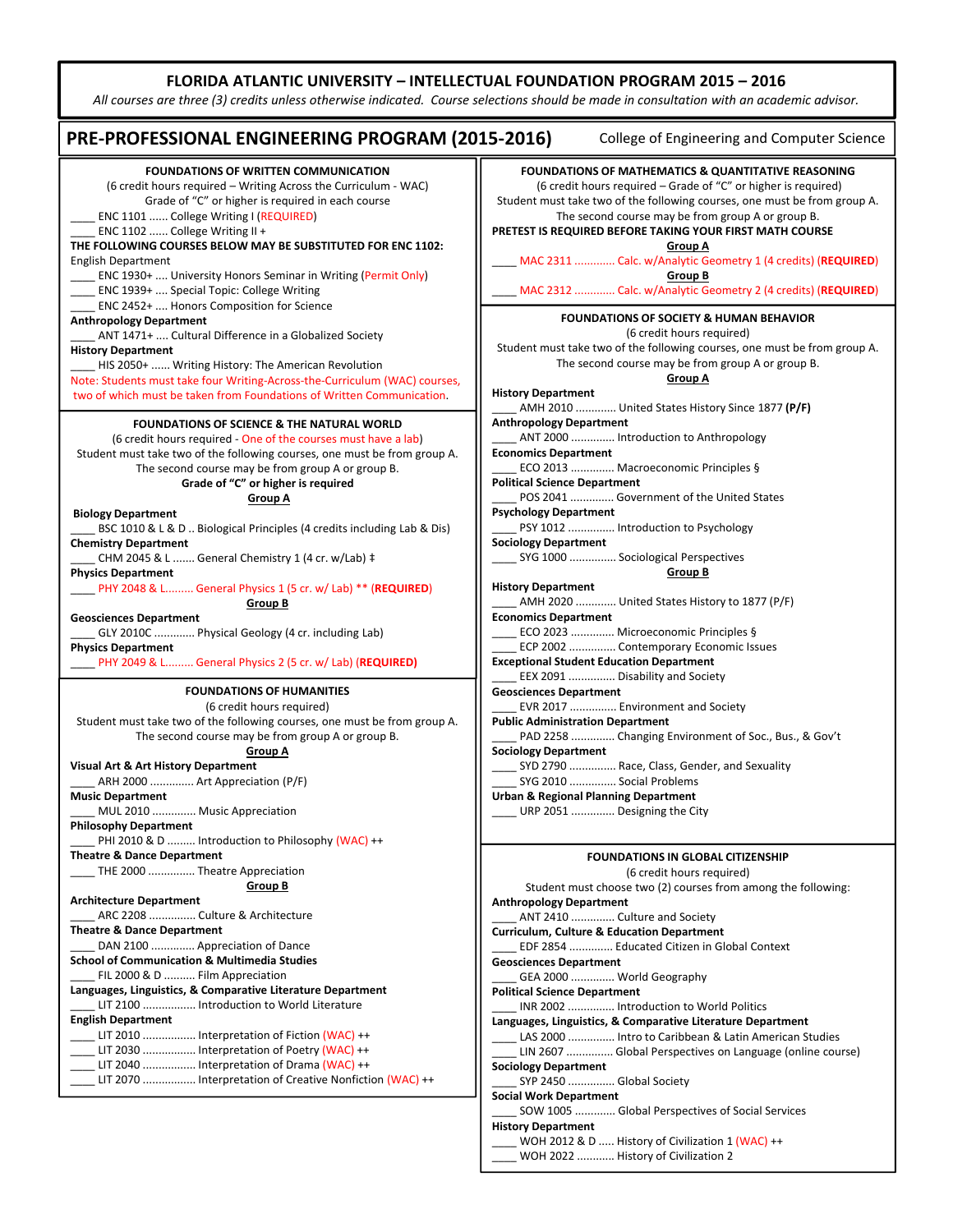# FLORIDA ATLANTIC UNIVERSITY – INTELLECTUAL FOUNDATION PROGRAM 2015 – 2016

*All courses are three (3) credits unless otherwise indicated. Course selections should be made in consultation with an academic advisor.*

## PRE-PROFESSIONAL ENGINEERING PROGRAM (2015-2016)

College of Engineering and Computer Science

### FOUNDATIONS OF WRITTEN COMMUNICATION

(6 credit hours required – Writing Across the Curriculum - WAC)
Grade of "C" or higher is required in each course

____ ENC 1101 ...... College Writing I (REQUIRED)
____ ENC 1102 ...... College Writing II +

**THE FOLLOWING COURSES BELOW MAY BE SUBSTITUTED FOR ENC 1102:**

English Department
____ ENC 1930+ .... University Honors Seminar in Writing (Permit Only)
____ ENC 1939+ .... Special Topic: College Writing
____ ENC 2452+ .... Honors Composition for Science

**Anthropology Department**
____ ANT 1471+ .... Cultural Difference in a Globalized Society

**History Department**
____ HIS 2050+ ...... Writing History: The American Revolution

Note: Students must take four Writing-Across-the-Curriculum (WAC) courses, two of which must be taken from Foundations of Written Communication.

### FOUNDATIONS OF SCIENCE & THE NATURAL WORLD

(6 credit hours required - One of the courses must have a lab)
Student must take two of the following courses, one must be from group A.
The second course may be from group A or group B.
**Grade of "C" or higher is required**

**Group A**

**Biology Department**
____ BSC 1010 & L & D .. Biological Principles (4 credits including Lab & Dis)

**Chemistry Department**
____ CHM 2045 & L ....... General Chemistry 1 (4 cr. w/Lab) ‡

**Physics Department**
____ PHY 2048 & L......... General Physics 1 (5 cr. w/ Lab) ** **(REQUIRED)**

**Group B**

**Geosciences Department**
____ GLY 2010C ............ Physical Geology (4 cr. including Lab)

**Physics Department**
____ PHY 2049 & L......... General Physics 2 (5 cr. w/ Lab) **(REQUIRED)**

### FOUNDATIONS OF HUMANITIES

(6 credit hours required)
Student must take two of the following courses, one must be from group A.
The second course may be from group A or group B.

**Group A**

**Visual Art & Art History Department**
____ ARH 2000 ............. Art Appreciation (P/F)

**Music Department**
____ MUL 2010 ............. Music Appreciation

**Philosophy Department**
____ PHI 2010 & D ......... Introduction to Philosophy (WAC) ++

**Theatre & Dance Department**
____ THE 2000 .............. Theatre Appreciation

**Group B**

**Architecture Department**
____ ARC 2208 .............. Culture & Architecture

**Theatre & Dance Department**
____ DAN 2100 ............. Appreciation of Dance

**School of Communication & Multimedia Studies**
____ FIL 2000 & D .......... Film Appreciation

**Languages, Linguistics, & Comparative Literature Department**
____ LIT 2100 ................ Introduction to World Literature

**English Department**
____ LIT 2010 ................ Interpretation of Fiction (WAC) ++
____ LIT 2030 ................ Interpretation of Poetry (WAC) ++
____ LIT 2040 ................ Interpretation of Drama (WAC) ++
____ LIT 2070 ................ Interpretation of Creative Nonfiction (WAC) ++

### FOUNDATIONS OF MATHEMATICS & QUANTITATIVE REASONING

(6 credit hours required – Grade of "C" or higher is required)
Student must take two of the following courses, one must be from group A.
The second course may be from group A or group B.

**PRETEST IS REQUIRED BEFORE TAKING YOUR FIRST MATH COURSE**

**Group A**
____ MAC 2311 ............ Calc. w/Analytic Geometry 1 (4 credits) **(REQUIRED)**

**Group B**
____ MAC 2312 ............ Calc. w/Analytic Geometry 2 (4 credits) **(REQUIRED)**

### FOUNDATIONS OF SOCIETY & HUMAN BEHAVIOR

(6 credit hours required)
Student must take two of the following courses, one must be from group A.
The second course may be from group A or group B.

**Group A**

**History Department**
____ AMH 2010 ............ United States History Since 1877 **(P/F)**

**Anthropology Department**
____ ANT 2000 ............. Introduction to Anthropology

**Economics Department**
____ ECO 2013 ............. Macroeconomic Principles §

**Political Science Department**
____ POS 2041 ............. Government of the United States

**Psychology Department**
____ PSY 1012 .............. Introduction to Psychology

**Sociology Department**
____ SYG 1000 .............. Sociological Perspectives

**Group B**

**History Department**
____ AMH 2020 ............ United States History to 1877 (P/F)

**Economics Department**
____ ECO 2023 ............. Microeconomic Principles §
____ ECP 2002 .............. Contemporary Economic Issues

**Exceptional Student Education Department**
____ EEX 2091 .............. Disability and Society

**Geosciences Department**
____ EVR 2017 .............. Environment and Society

**Public Administration Department**
____ PAD 2258 ............. Changing Environment of Soc., Bus., & Gov't

**Sociology Department**
____ SYD 2790 .............. Race, Class, Gender, and Sexuality
____ SYG 2010 .............. Social Problems

**Urban & Regional Planning Department**
____ URP 2051 ............. Designing the City

### FOUNDATIONS IN GLOBAL CITIZENSHIP

(6 credit hours required)
Student must choose two (2) courses from among the following:

**Anthropology Department**
____ ANT 2410 ............. Culture and Society

**Curriculum, Culture & Education Department**
____ EDF 2854 ............. Educated Citizen in Global Context

**Geosciences Department**
____ GEA 2000 ............. World Geography

**Political Science Department**
____ INR 2002 .............. Introduction to World Politics

**Languages, Linguistics, & Comparative Literature Department**
____ LAS 2000 .............. Intro to Caribbean & Latin American Studies
____ LIN 2607 .............. Global Perspectives on Language (online course)

**Sociology Department**
____ SYP 2450 .............. Global Society

**Social Work Department**
____ SOW 1005 ............ Global Perspectives of Social Services

**History Department**
____ WOH 2012 & D ..... History of Civilization 1 (WAC) ++
____ WOH 2022 ........... History of Civilization 2